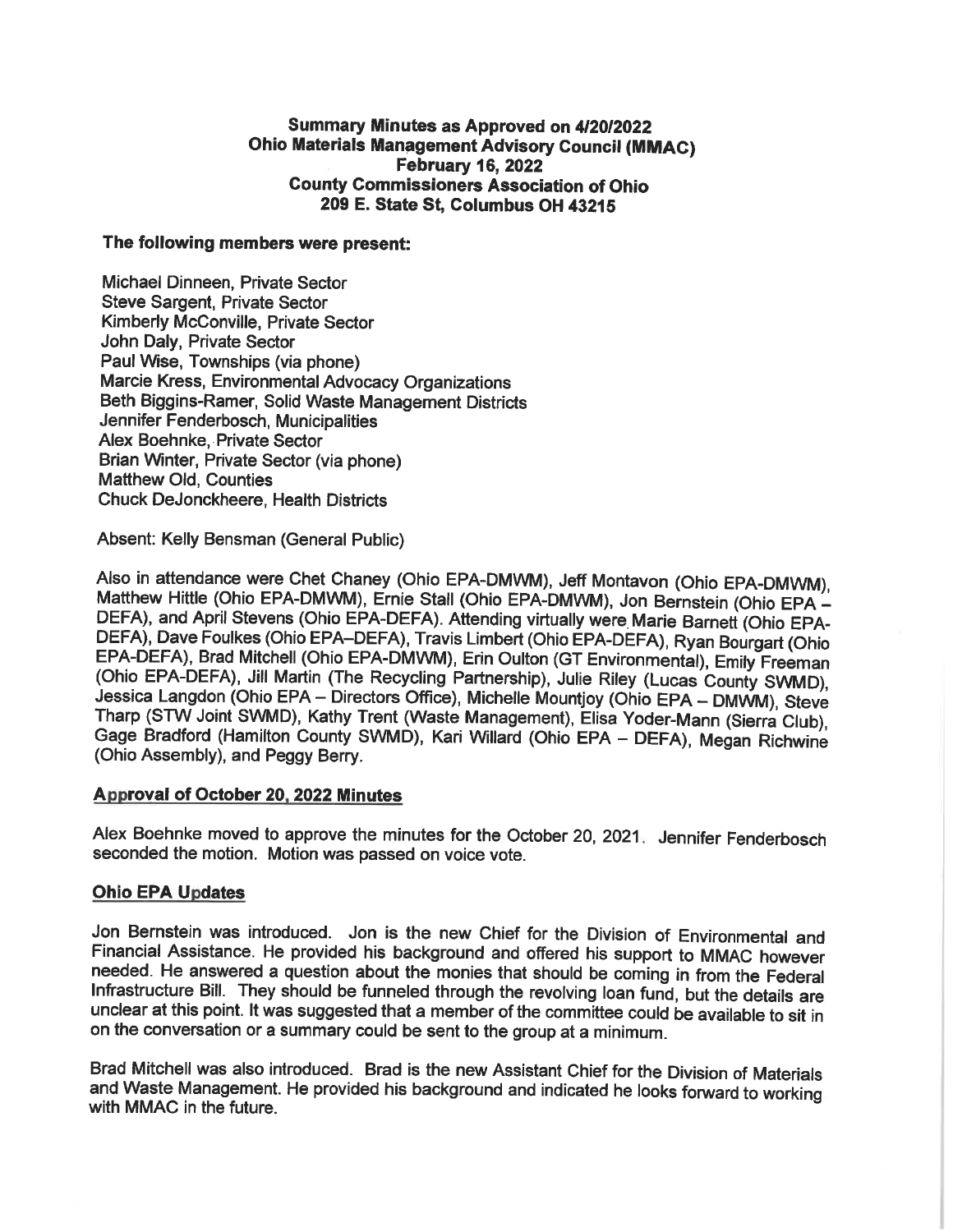**Summary Minutes as Approved on 4/20/2022**
**Ohio Materials Management Advisory Council (MMAC)**
**February 16, 2022**
**County Commissioners Association of Ohio**
**209 E. State St, Columbus OH 43215**

**The following members were present:**

Michael Dinneen, Private Sector
Steve Sargent, Private Sector
Kimberly McConville, Private Sector
John Daly, Private Sector
Paul Wise, Townships (via phone)
Marcie Kress, Environmental Advocacy Organizations
Beth Biggins-Ramer, Solid Waste Management Districts
Jennifer Fenderbosch, Municipalities
Alex Boehnke, Private Sector
Brian Winter, Private Sector (via phone)
Matthew Old, Counties
Chuck DeJonckheere, Health Districts

Absent: Kelly Bensman (General Public)

Also in attendance were Chet Chaney (Ohio EPA-DMWM), Jeff Montavon (Ohio EPA-DMWM), Matthew Hittle (Ohio EPA-DMWM), Ernie Stall (Ohio EPA-DMWM), Jon Bernstein (Ohio EPA – DEFA), and April Stevens (Ohio EPA-DEFA). Attending virtually were Marie Barnett (Ohio EPA-DEFA), Dave Foulkes (Ohio EPA–DEFA), Travis Limbert (Ohio EPA-DEFA), Ryan Bourgart (Ohio EPA-DEFA), Brad Mitchell (Ohio EPA-DMWM), Erin Oulton (GT Environmental), Emily Freeman (Ohio EPA-DEFA), Jill Martin (The Recycling Partnership), Julie Riley (Lucas County SWMD), Jessica Langdon (Ohio EPA – Directors Office), Michelle Mountjoy (Ohio EPA – DMWM), Steve Tharp (STW Joint SWMD), Kathy Trent (Waste Management), Elisa Yoder-Mann (Sierra Club), Gage Bradford (Hamilton County SWMD), Kari Willard (Ohio EPA – DEFA), Megan Richwine (Ohio Assembly), and Peggy Berry.

**Approval of October 20, 2022 Minutes**

Alex Boehnke moved to approve the minutes for the October 20, 2021. Jennifer Fenderbosch seconded the motion. Motion was passed on voice vote.

**Ohio EPA Updates**

Jon Bernstein was introduced. Jon is the new Chief for the Division of Environmental and Financial Assistance. He provided his background and offered his support to MMAC however needed. He answered a question about the monies that should be coming in from the Federal Infrastructure Bill. They should be funneled through the revolving loan fund, but the details are unclear at this point. It was suggested that a member of the committee could be available to sit in on the conversation or a summary could be sent to the group at a minimum.

Brad Mitchell was also introduced. Brad is the new Assistant Chief for the Division of Materials and Waste Management. He provided his background and indicated he looks forward to working with MMAC in the future.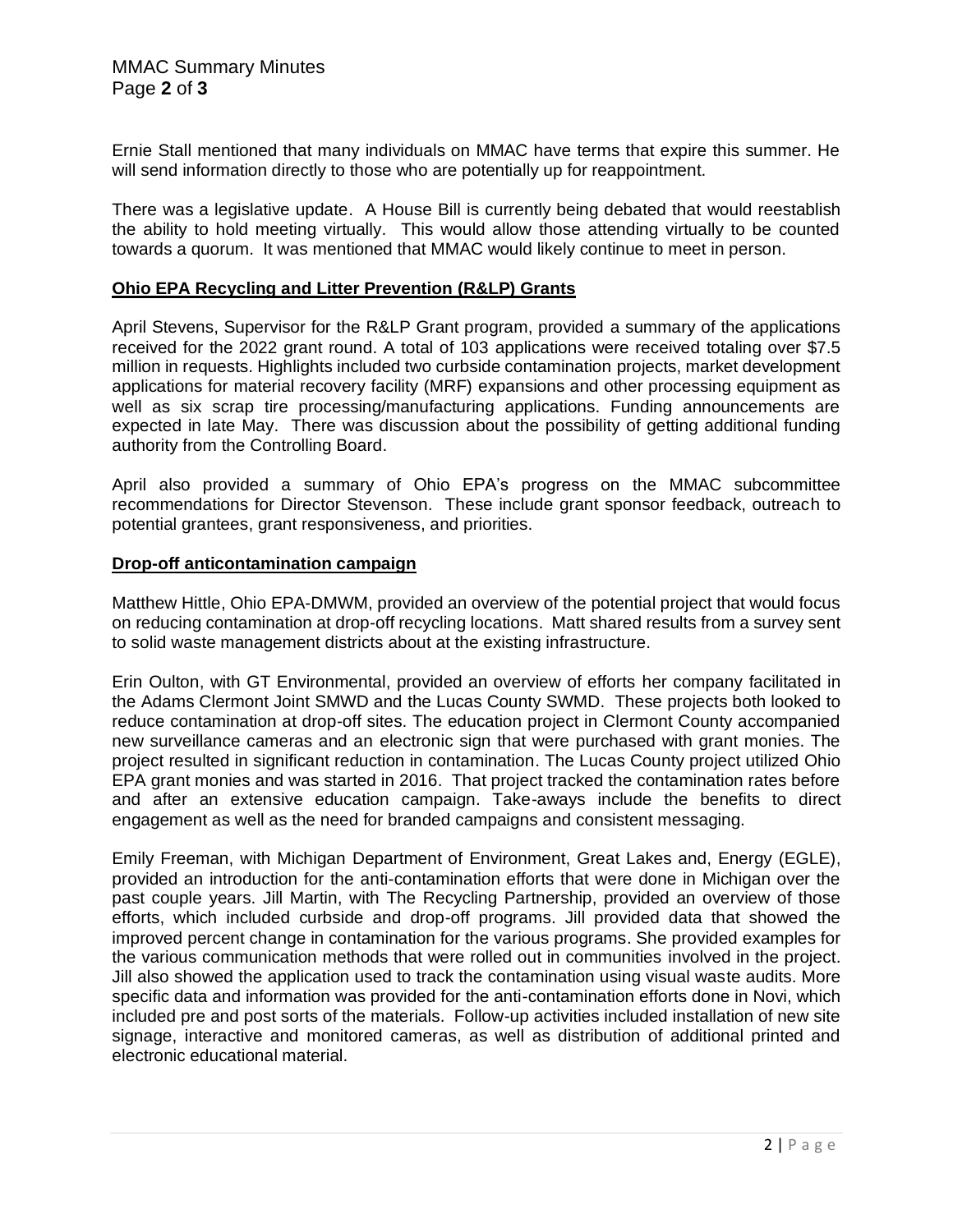Ernie Stall mentioned that many individuals on MMAC have terms that expire this summer. He will send information directly to those who are potentially up for reappointment.

There was a legislative update. A House Bill is currently being debated that would reestablish the ability to hold meeting virtually. This would allow those attending virtually to be counted towards a quorum. It was mentioned that MMAC would likely continue to meet in person.

## Ohio EPA Recycling and Litter Prevention (R&LP) Grants

April Stevens, Supervisor for the R&LP Grant program, provided a summary of the applications received for the 2022 grant round. A total of 103 applications were received totaling over $7.5 million in requests. Highlights included two curbside contamination projects, market development applications for material recovery facility (MRF) expansions and other processing equipment as well as six scrap tire processing/manufacturing applications. Funding announcements are expected in late May. There was discussion about the possibility of getting additional funding authority from the Controlling Board.

April also provided a summary of Ohio EPA's progress on the MMAC subcommittee recommendations for Director Stevenson. These include grant sponsor feedback, outreach to potential grantees, grant responsiveness, and priorities.

## Drop-off anticontamination campaign

Matthew Hittle, Ohio EPA-DMWM, provided an overview of the potential project that would focus on reducing contamination at drop-off recycling locations. Matt shared results from a survey sent to solid waste management districts about at the existing infrastructure.

Erin Oulton, with GT Environmental, provided an overview of efforts her company facilitated in the Adams Clermont Joint SMWD and the Lucas County SWMD. These projects both looked to reduce contamination at drop-off sites. The education project in Clermont County accompanied new surveillance cameras and an electronic sign that were purchased with grant monies. The project resulted in significant reduction in contamination. The Lucas County project utilized Ohio EPA grant monies and was started in 2016. That project tracked the contamination rates before and after an extensive education campaign. Take-aways include the benefits to direct engagement as well as the need for branded campaigns and consistent messaging.

Emily Freeman, with Michigan Department of Environment, Great Lakes and, Energy (EGLE), provided an introduction for the anti-contamination efforts that were done in Michigan over the past couple years. Jill Martin, with The Recycling Partnership, provided an overview of those efforts, which included curbside and drop-off programs. Jill provided data that showed the improved percent change in contamination for the various programs. She provided examples for the various communication methods that were rolled out in communities involved in the project. Jill also showed the application used to track the contamination using visual waste audits. More specific data and information was provided for the anti-contamination efforts done in Novi, which included pre and post sorts of the materials. Follow-up activities included installation of new site signage, interactive and monitored cameras, as well as distribution of additional printed and electronic educational material.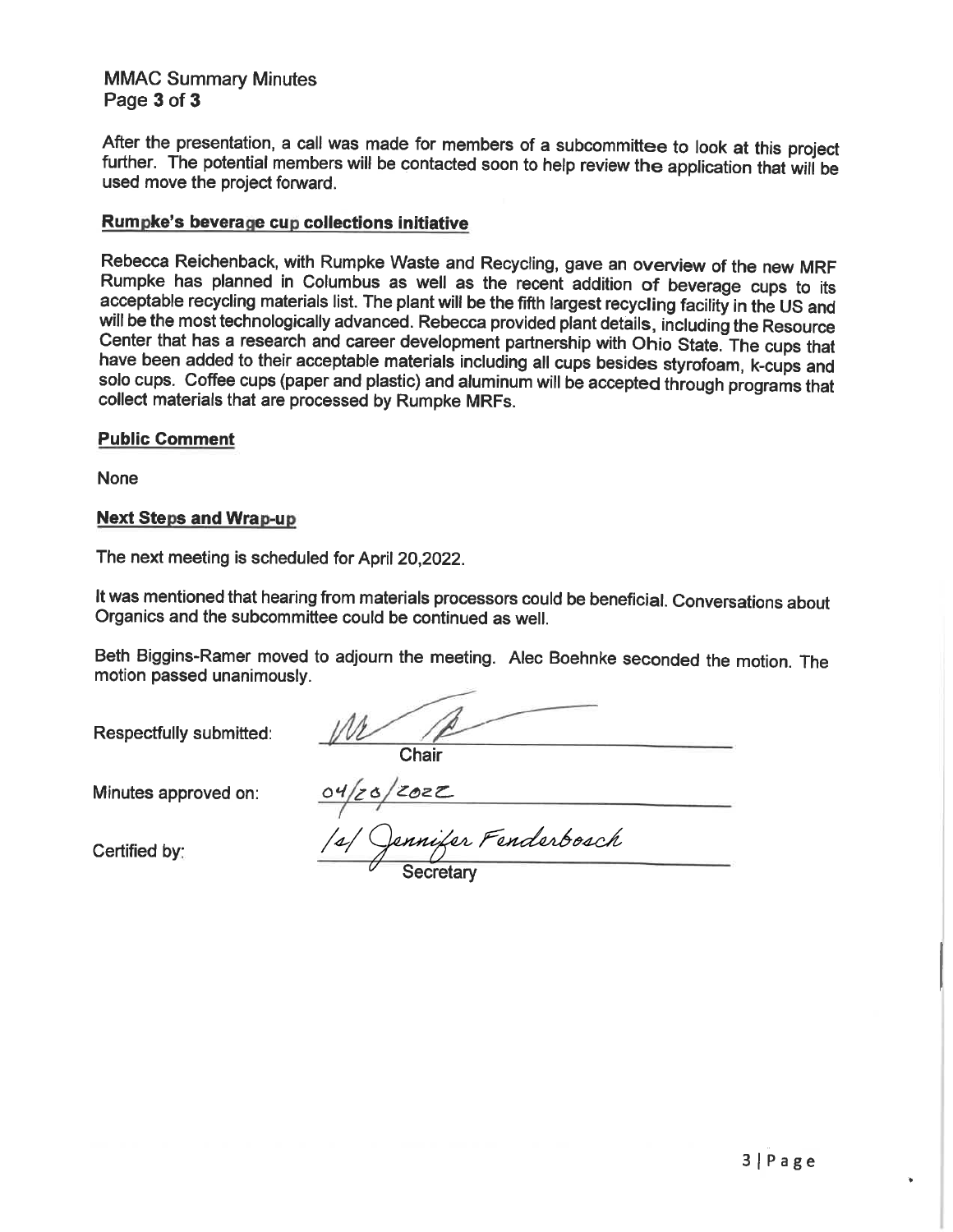After the presentation, a call was made for members of a subcommittee to look at this project further. The potential members will be contacted soon to help review the application that will be used move the project forward.

## Rumpke's beverage cup collections initiative

Rebecca Reichenback, with Rumpke Waste and Recycling, gave an overview of the new MRF Rumpke has planned in Columbus as well as the recent addition of beverage cups to its acceptable recycling materials list. The plant will be the fifth largest recycling facility in the US and will be the most technologically advanced. Rebecca provided plant details, including the Resource Center that has a research and career development partnership with Ohio State. The cups that have been added to their acceptable materials including all cups besides styrofoam, k-cups and solo cups. Coffee cups (paper and plastic) and aluminum will be accepted through programs that collect materials that are processed by Rumpke MRFs.

## Public Comment

None

## Next Steps and Wrap-up

The next meeting is scheduled for April 20,2022.

It was mentioned that hearing from materials processors could be beneficial. Conversations about Organics and the subcommittee could be continued as well.

Beth Biggins-Ramer moved to adjourn the meeting. Alec Boehnke seconded the motion. The motion passed unanimously.

Respectfully submitted: ____________________
Chair

Minutes approved on: 04/20/2022

Certified by: /s/ Jennifer Fenderbosch
Secretary